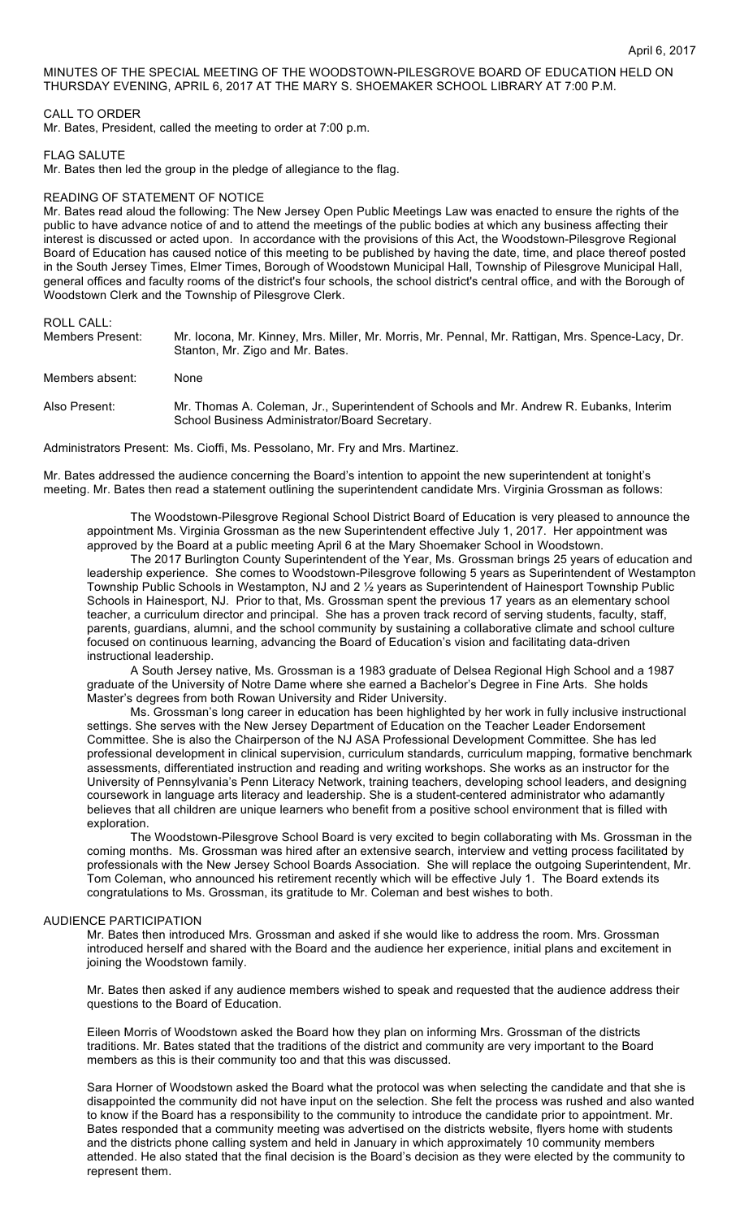April 6, 2017

MINUTES OF THE SPECIAL MEETING OF THE WOODSTOWN-PILESGROVE BOARD OF EDUCATION HELD ON THURSDAY EVENING, APRIL 6, 2017 AT THE MARY S. SHOEMAKER SCHOOL LIBRARY AT 7:00 P.M.

CALL TO ORDER

Mr. Bates, President, called the meeting to order at 7:00 p.m.

FLAG SALUTE

Mr. Bates then led the group in the pledge of allegiance to the flag.

READING OF STATEMENT OF NOTICE

Mr. Bates read aloud the following: The New Jersey Open Public Meetings Law was enacted to ensure the rights of the public to have advance notice of and to attend the meetings of the public bodies at which any business affecting their interest is discussed or acted upon. In accordance with the provisions of this Act, the Woodstown-Pilesgrove Regional Board of Education has caused notice of this meeting to be published by having the date, time, and place thereof posted in the South Jersey Times, Elmer Times, Borough of Woodstown Municipal Hall, Township of Pilesgrove Municipal Hall, general offices and faculty rooms of the district's four schools, the school district's central office, and with the Borough of Woodstown Clerk and the Township of Pilesgrove Clerk.

ROLL CALL:

Members Present: Mr. Iocona, Mr. Kinney, Mrs. Miller, Mr. Morris, Mr. Pennal, Mr. Rattigan, Mrs. Spence-Lacy, Dr. Stanton, Mr. Zigo and Mr. Bates.

Members absent: None

Also Present: Mr. Thomas A. Coleman, Jr., Superintendent of Schools and Mr. Andrew R. Eubanks, Interim School Business Administrator/Board Secretary.

Administrators Present: Ms. Cioffi, Ms. Pessolano, Mr. Fry and Mrs. Martinez.

Mr. Bates addressed the audience concerning the Board's intention to appoint the new superintendent at tonight's meeting. Mr. Bates then read a statement outlining the superintendent candidate Mrs. Virginia Grossman as follows:

The Woodstown-Pilesgrove Regional School District Board of Education is very pleased to announce the appointment Ms. Virginia Grossman as the new Superintendent effective July 1, 2017. Her appointment was approved by the Board at a public meeting April 6 at the Mary Shoemaker School in Woodstown.

The 2017 Burlington County Superintendent of the Year, Ms. Grossman brings 25 years of education and leadership experience. She comes to Woodstown-Pilesgrove following 5 years as Superintendent of Westampton Township Public Schools in Westampton, NJ and 2 ½ years as Superintendent of Hainesport Township Public Schools in Hainesport, NJ. Prior to that, Ms. Grossman spent the previous 17 years as an elementary school teacher, a curriculum director and principal. She has a proven track record of serving students, faculty, staff, parents, guardians, alumni, and the school community by sustaining a collaborative climate and school culture focused on continuous learning, advancing the Board of Education's vision and facilitating data-driven instructional leadership.

A South Jersey native, Ms. Grossman is a 1983 graduate of Delsea Regional High School and a 1987 graduate of the University of Notre Dame where she earned a Bachelor's Degree in Fine Arts. She holds Master's degrees from both Rowan University and Rider University.

Ms. Grossman's long career in education has been highlighted by her work in fully inclusive instructional settings. She serves with the New Jersey Department of Education on the Teacher Leader Endorsement Committee. She is also the Chairperson of the NJ ASA Professional Development Committee. She has led professional development in clinical supervision, curriculum standards, curriculum mapping, formative benchmark assessments, differentiated instruction and reading and writing workshops. She works as an instructor for the University of Pennsylvania's Penn Literacy Network, training teachers, developing school leaders, and designing coursework in language arts literacy and leadership. She is a student-centered administrator who adamantly believes that all children are unique learners who benefit from a positive school environment that is filled with exploration.

The Woodstown-Pilesgrove School Board is very excited to begin collaborating with Ms. Grossman in the coming months. Ms. Grossman was hired after an extensive search, interview and vetting process facilitated by professionals with the New Jersey School Boards Association. She will replace the outgoing Superintendent, Mr. Tom Coleman, who announced his retirement recently which will be effective July 1. The Board extends its congratulations to Ms. Grossman, its gratitude to Mr. Coleman and best wishes to both.

AUDIENCE PARTICIPATION

Mr. Bates then introduced Mrs. Grossman and asked if she would like to address the room. Mrs. Grossman introduced herself and shared with the Board and the audience her experience, initial plans and excitement in joining the Woodstown family.

Mr. Bates then asked if any audience members wished to speak and requested that the audience address their questions to the Board of Education.

Eileen Morris of Woodstown asked the Board how they plan on informing Mrs. Grossman of the districts traditions. Mr. Bates stated that the traditions of the district and community are very important to the Board members as this is their community too and that this was discussed.

Sara Horner of Woodstown asked the Board what the protocol was when selecting the candidate and that she is disappointed the community did not have input on the selection. She felt the process was rushed and also wanted to know if the Board has a responsibility to the community to introduce the candidate prior to appointment. Mr. Bates responded that a community meeting was advertised on the districts website, flyers home with students and the districts phone calling system and held in January in which approximately 10 community members attended. He also stated that the final decision is the Board's decision as they were elected by the community to represent them.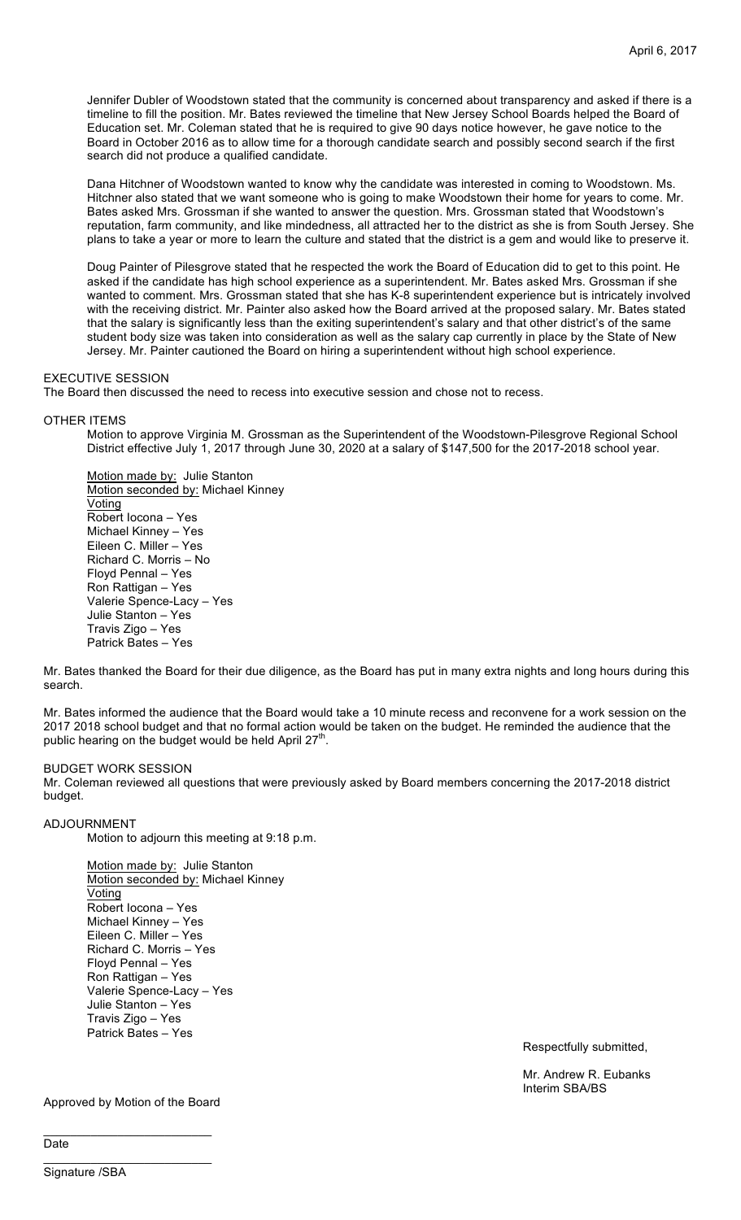Jennifer Dubler of Woodstown stated that the community is concerned about transparency and asked if there is a timeline to fill the position. Mr. Bates reviewed the timeline that New Jersey School Boards helped the Board of Education set. Mr. Coleman stated that he is required to give 90 days notice however, he gave notice to the Board in October 2016 as to allow time for a thorough candidate search and possibly second search if the first search did not produce a qualified candidate.

Dana Hitchner of Woodstown wanted to know why the candidate was interested in coming to Woodstown. Ms. Hitchner also stated that we want someone who is going to make Woodstown their home for years to come. Mr. Bates asked Mrs. Grossman if she wanted to answer the question. Mrs. Grossman stated that Woodstown's reputation, farm community, and like mindedness, all attracted her to the district as she is from South Jersey. She plans to take a year or more to learn the culture and stated that the district is a gem and would like to preserve it.

Doug Painter of Pilesgrove stated that he respected the work the Board of Education did to get to this point. He asked if the candidate has high school experience as a superintendent. Mr. Bates asked Mrs. Grossman if she wanted to comment. Mrs. Grossman stated that she has K-8 superintendent experience but is intricately involved with the receiving district. Mr. Painter also asked how the Board arrived at the proposed salary. Mr. Bates stated that the salary is significantly less than the exiting superintendent's salary and that other district's of the same student body size was taken into consideration as well as the salary cap currently in place by the State of New Jersey. Mr. Painter cautioned the Board on hiring a superintendent without high school experience.

EXECUTIVE SESSION

The Board then discussed the need to recess into executive session and chose not to recess.

OTHER ITEMS

Motion to approve Virginia M. Grossman as the Superintendent of the Woodstown-Pilesgrove Regional School District effective July 1, 2017 through June 30, 2020 at a salary of $147,500 for the 2017-2018 school year.

Motion made by: Julie Stanton
Motion seconded by: Michael Kinney
Voting
Robert Iocona – Yes
Michael Kinney – Yes
Eileen C. Miller – Yes
Richard C. Morris – No
Floyd Pennal – Yes
Ron Rattigan – Yes
Valerie Spence-Lacy – Yes
Julie Stanton – Yes
Travis Zigo – Yes
Patrick Bates – Yes

Mr. Bates thanked the Board for their due diligence, as the Board has put in many extra nights and long hours during this search.

Mr. Bates informed the audience that the Board would take a 10 minute recess and reconvene for a work session on the 2017 2018 school budget and that no formal action would be taken on the budget. He reminded the audience that the public hearing on the budget would be held April 27th.

BUDGET WORK SESSION

Mr. Coleman reviewed all questions that were previously asked by Board members concerning the 2017-2018 district budget.

ADJOURNMENT

Motion to adjourn this meeting at 9:18 p.m.

Motion made by: Julie Stanton
Motion seconded by: Michael Kinney
Voting
Robert Iocona – Yes
Michael Kinney – Yes
Eileen C. Miller – Yes
Richard C. Morris – Yes
Floyd Pennal – Yes
Ron Rattigan – Yes
Valerie Spence-Lacy – Yes
Julie Stanton – Yes
Travis Zigo – Yes
Patrick Bates – Yes

Respectfully submitted,

Mr. Andrew R. Eubanks
Interim SBA/BS

Approved by Motion of the Board

_________________________
Date

_________________________
Signature /SBA